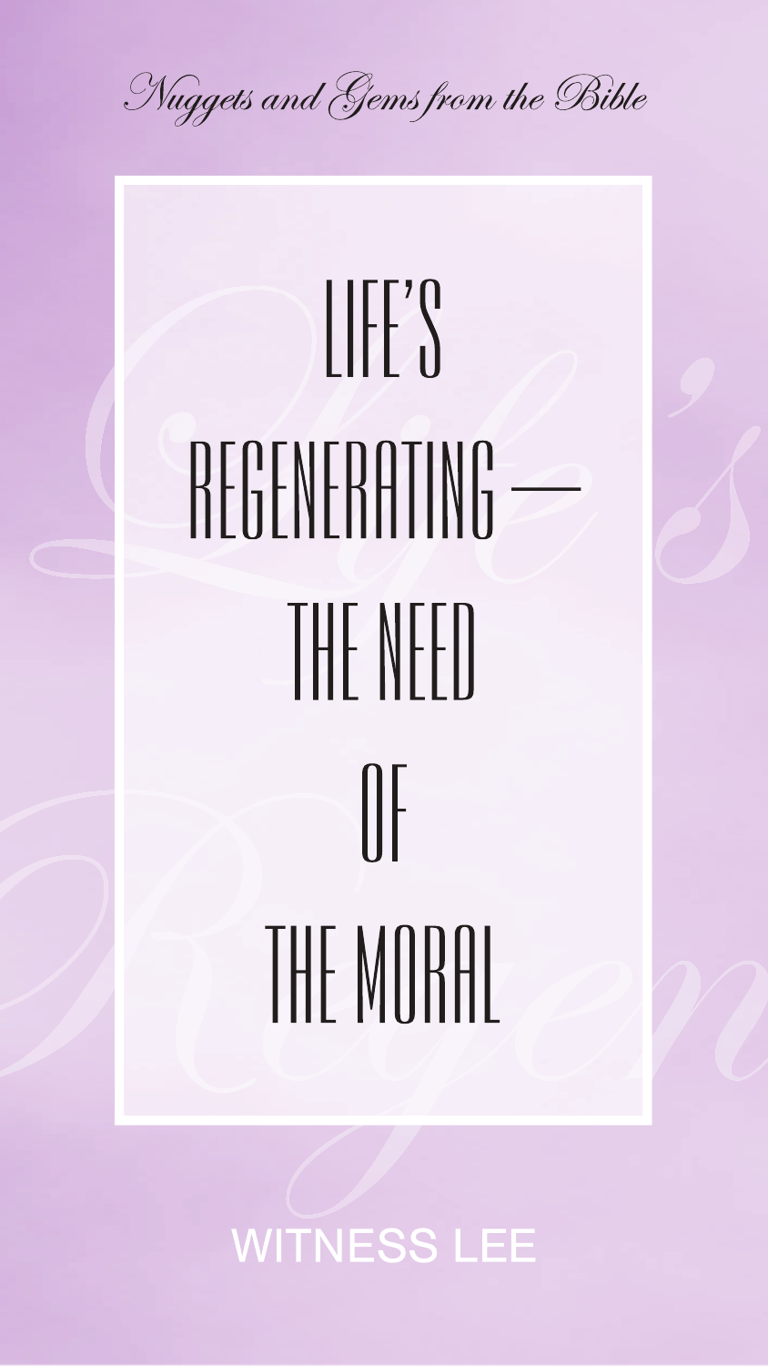*Nuggets and Gems from the Bible*

# LIFE'S REGENERATING — THE NEED OF THE MORAL

WITNESS LEE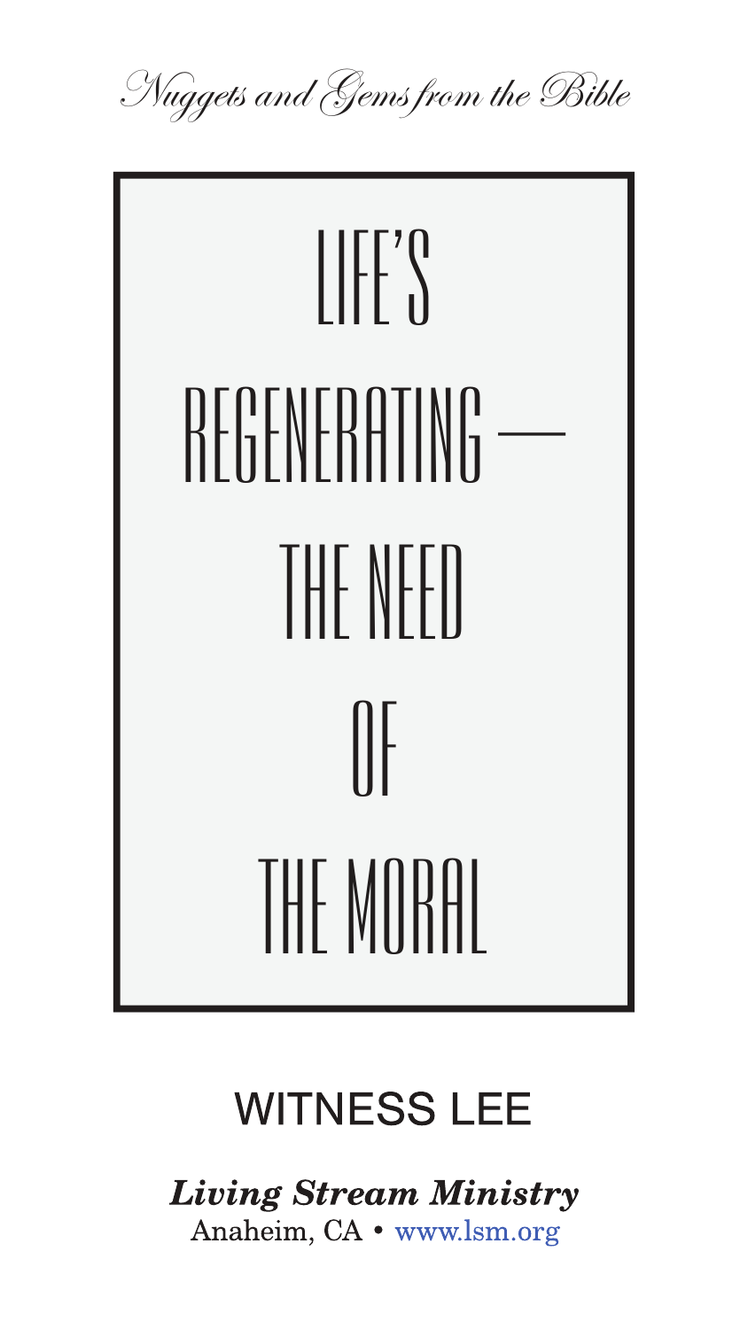*Nuggets and Gems from the Bible*

# LIFE'S REGENERATING — THE NEED OF THE MORAL

## WITNESS LEE

***Living Stream Ministry***
Anaheim, CA • www.lsm.org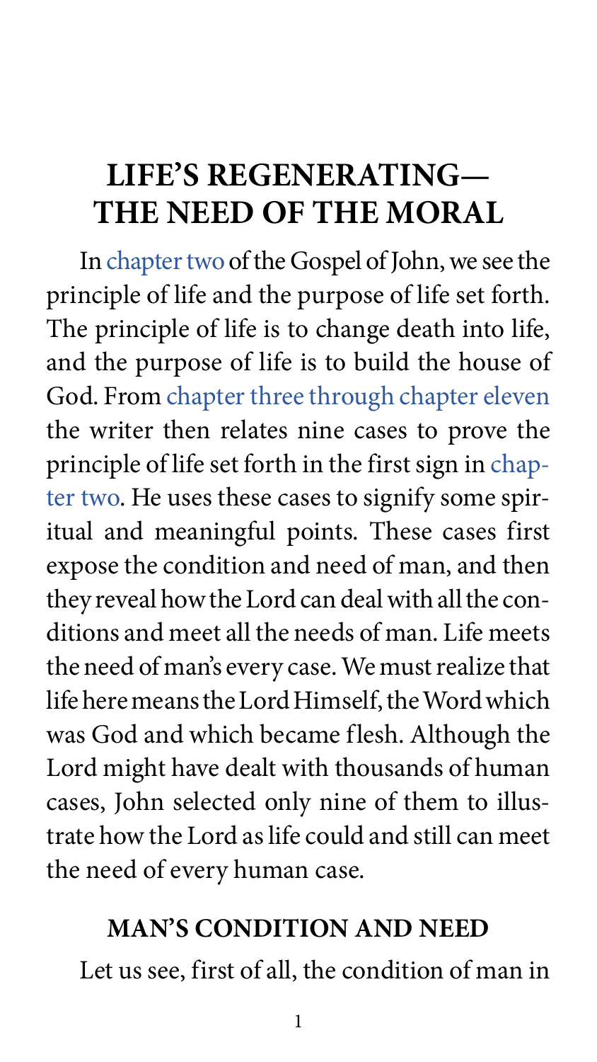# LIFE'S REGENERATING—THE NEED OF THE MORAL

In chapter two of the Gospel of John, we see the principle of life and the purpose of life set forth. The principle of life is to change death into life, and the purpose of life is to build the house of God. From chapter three through chapter eleven the writer then relates nine cases to prove the principle of life set forth in the first sign in chapter two. He uses these cases to signify some spiritual and meaningful points. These cases first expose the condition and need of man, and then they reveal how the Lord can deal with all the conditions and meet all the needs of man. Life meets the need of man's every case. We must realize that life here means the Lord Himself, the Word which was God and which became flesh. Although the Lord might have dealt with thousands of human cases, John selected only nine of them to illustrate how the Lord as life could and still can meet the need of every human case.

## MAN'S CONDITION AND NEED

Let us see, first of all, the condition of man in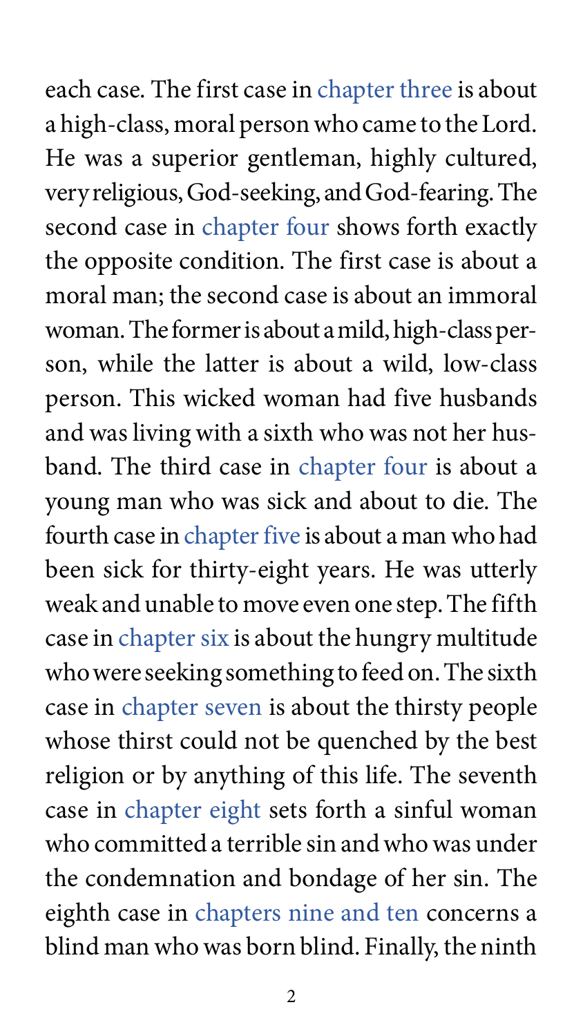each case. The first case in chapter three is about a high-class, moral person who came to the Lord. He was a superior gentleman, highly cultured, very religious, God-seeking, and God-fearing. The second case in chapter four shows forth exactly the opposite condition. The first case is about a moral man; the second case is about an immoral woman. The former is about a mild, high-class person, while the latter is about a wild, low-class person. This wicked woman had five husbands and was living with a sixth who was not her husband. The third case in chapter four is about a young man who was sick and about to die. The fourth case in chapter five is about a man who had been sick for thirty-eight years. He was utterly weak and unable to move even one step. The fifth case in chapter six is about the hungry multitude who were seeking something to feed on. The sixth case in chapter seven is about the thirsty people whose thirst could not be quenched by the best religion or by anything of this life. The seventh case in chapter eight sets forth a sinful woman who committed a terrible sin and who was under the condemnation and bondage of her sin. The eighth case in chapters nine and ten concerns a blind man who was born blind. Finally, the ninth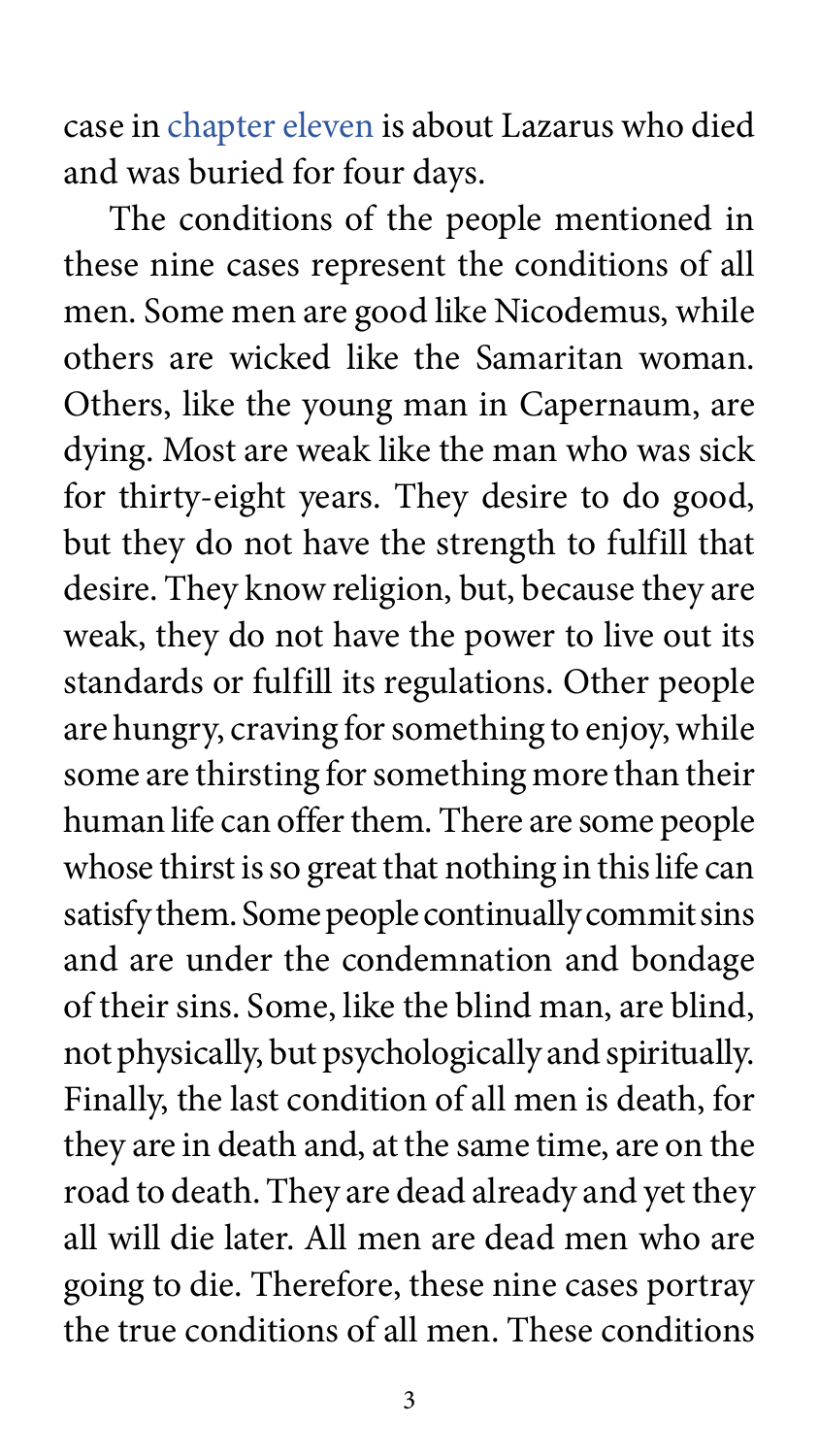case in chapter eleven is about Lazarus who died and was buried for four days.

The conditions of the people mentioned in these nine cases represent the conditions of all men. Some men are good like Nicodemus, while others are wicked like the Samaritan woman. Others, like the young man in Capernaum, are dying. Most are weak like the man who was sick for thirty-eight years. They desire to do good, but they do not have the strength to fulfill that desire. They know religion, but, because they are weak, they do not have the power to live out its standards or fulfill its regulations. Other people are hungry, craving for something to enjoy, while some are thirsting for something more than their human life can offer them. There are some people whose thirst is so great that nothing in this life can satisfy them. Some people continually commit sins and are under the condemnation and bondage of their sins. Some, like the blind man, are blind, not physically, but psychologically and spiritually. Finally, the last condition of all men is death, for they are in death and, at the same time, are on the road to death. They are dead already and yet they all will die later. All men are dead men who are going to die. Therefore, these nine cases portray the true conditions of all men. These conditions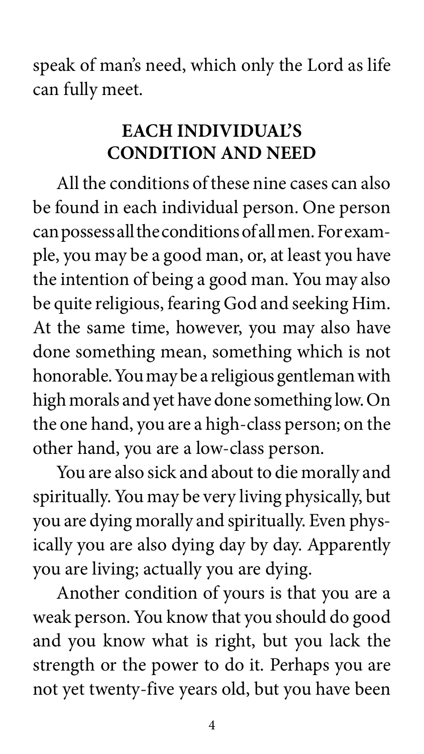speak of man's need, which only the Lord as life can fully meet.

## EACH INDIVIDUAL'S CONDITION AND NEED

All the conditions of these nine cases can also be found in each individual person. One person can possess all the conditions of all men. For example, you may be a good man, or, at least you have the intention of being a good man. You may also be quite religious, fearing God and seeking Him. At the same time, however, you may also have done something mean, something which is not honorable. You may be a religious gentleman with high morals and yet have done something low. On the one hand, you are a high-class person; on the other hand, you are a low-class person.

You are also sick and about to die morally and spiritually. You may be very living physically, but you are dying morally and spiritually. Even physically you are also dying day by day. Apparently you are living; actually you are dying.

Another condition of yours is that you are a weak person. You know that you should do good and you know what is right, but you lack the strength or the power to do it. Perhaps you are not yet twenty-five years old, but you have been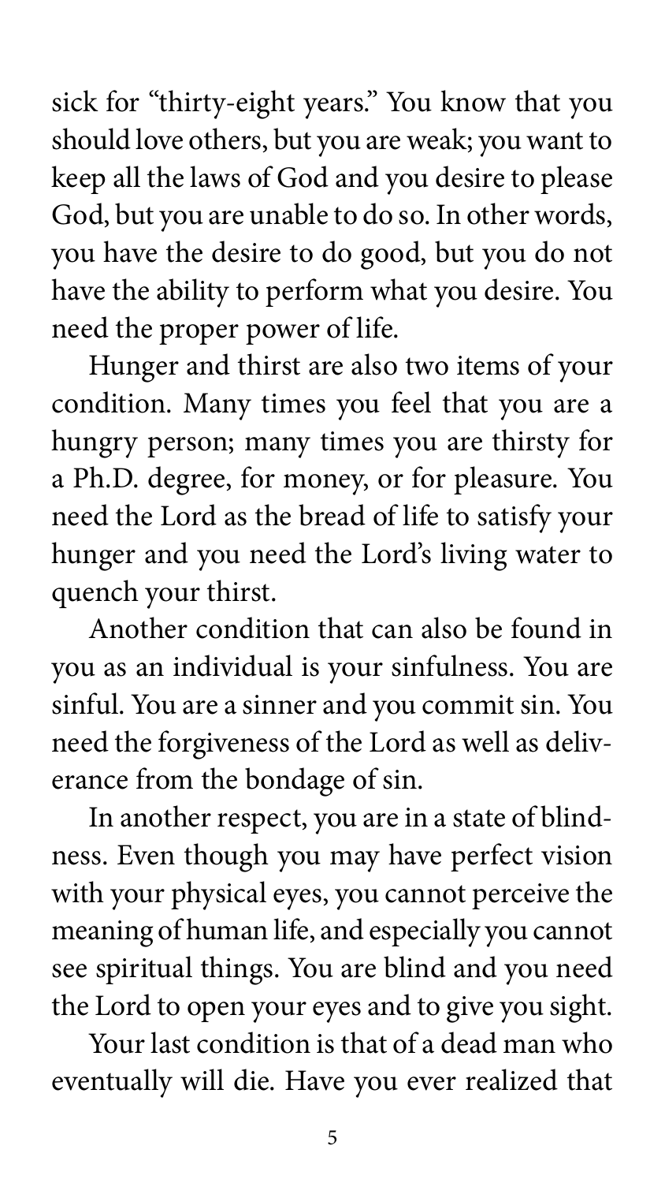sick for "thirty-eight years." You know that you should love others, but you are weak; you want to keep all the laws of God and you desire to please God, but you are unable to do so. In other words, you have the desire to do good, but you do not have the ability to perform what you desire. You need the proper power of life.

Hunger and thirst are also two items of your condition. Many times you feel that you are a hungry person; many times you are thirsty for a Ph.D. degree, for money, or for pleasure. You need the Lord as the bread of life to satisfy your hunger and you need the Lord's living water to quench your thirst.

Another condition that can also be found in you as an individual is your sinfulness. You are sinful. You are a sinner and you commit sin. You need the forgiveness of the Lord as well as deliverance from the bondage of sin.

In another respect, you are in a state of blindness. Even though you may have perfect vision with your physical eyes, you cannot perceive the meaning of human life, and especially you cannot see spiritual things. You are blind and you need the Lord to open your eyes and to give you sight.

Your last condition is that of a dead man who eventually will die. Have you ever realized that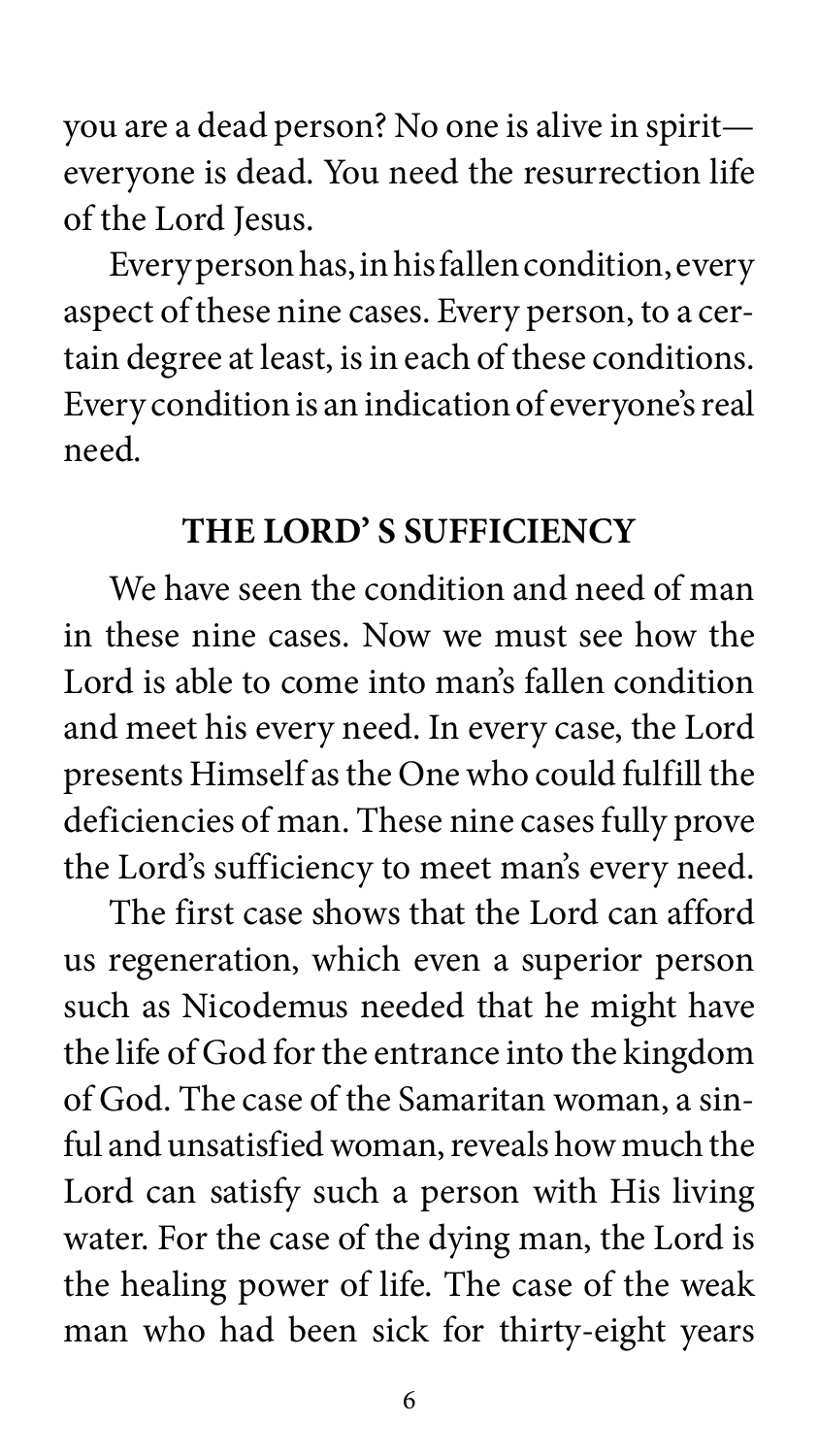you are a dead person? No one is alive in spirit—everyone is dead. You need the resurrection life of the Lord Jesus.

Every person has, in his fallen condition, every aspect of these nine cases. Every person, to a certain degree at least, is in each of these conditions. Every condition is an indication of everyone's real need.

## THE LORD'S SUFFICIENCY

We have seen the condition and need of man in these nine cases. Now we must see how the Lord is able to come into man's fallen condition and meet his every need. In every case, the Lord presents Himself as the One who could fulfill the deficiencies of man. These nine cases fully prove the Lord's sufficiency to meet man's every need.

The first case shows that the Lord can afford us regeneration, which even a superior person such as Nicodemus needed that he might have the life of God for the entrance into the kingdom of God. The case of the Samaritan woman, a sinful and unsatisfied woman, reveals how much the Lord can satisfy such a person with His living water. For the case of the dying man, the Lord is the healing power of life. The case of the weak man who had been sick for thirty-eight years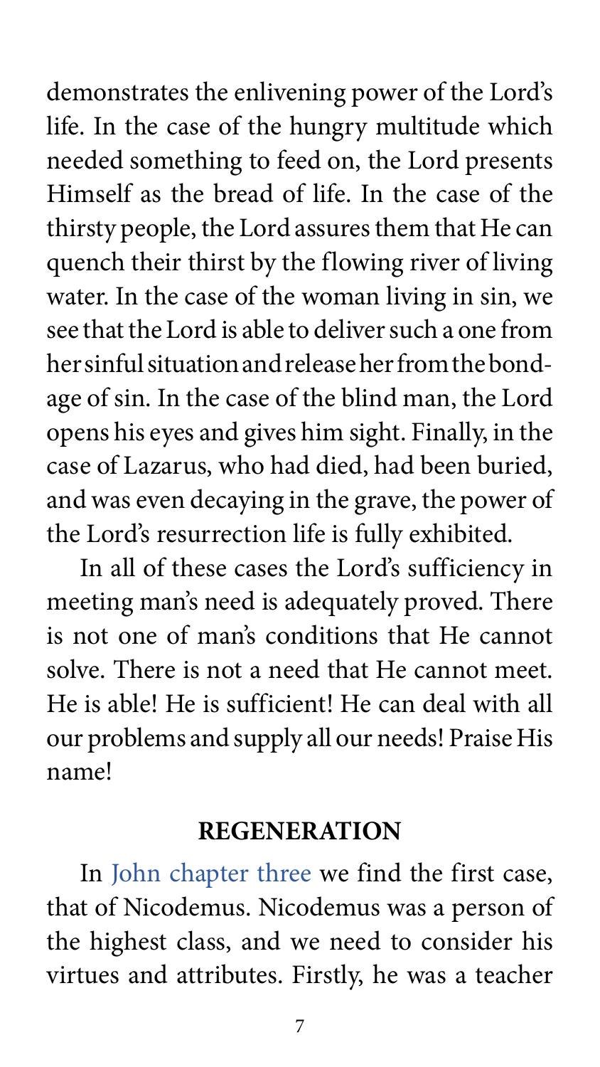demonstrates the enlivening power of the Lord's life. In the case of the hungry multitude which needed something to feed on, the Lord presents Himself as the bread of life. In the case of the thirsty people, the Lord assures them that He can quench their thirst by the flowing river of living water. In the case of the woman living in sin, we see that the Lord is able to deliver such a one from her sinful situation and release her from the bondage of sin. In the case of the blind man, the Lord opens his eyes and gives him sight. Finally, in the case of Lazarus, who had died, had been buried, and was even decaying in the grave, the power of the Lord's resurrection life is fully exhibited.

In all of these cases the Lord's sufficiency in meeting man's need is adequately proved. There is not one of man's conditions that He cannot solve. There is not a need that He cannot meet. He is able! He is sufficient! He can deal with all our problems and supply all our needs! Praise His name!

## REGENERATION

In John chapter three we find the first case, that of Nicodemus. Nicodemus was a person of the highest class, and we need to consider his virtues and attributes. Firstly, he was a teacher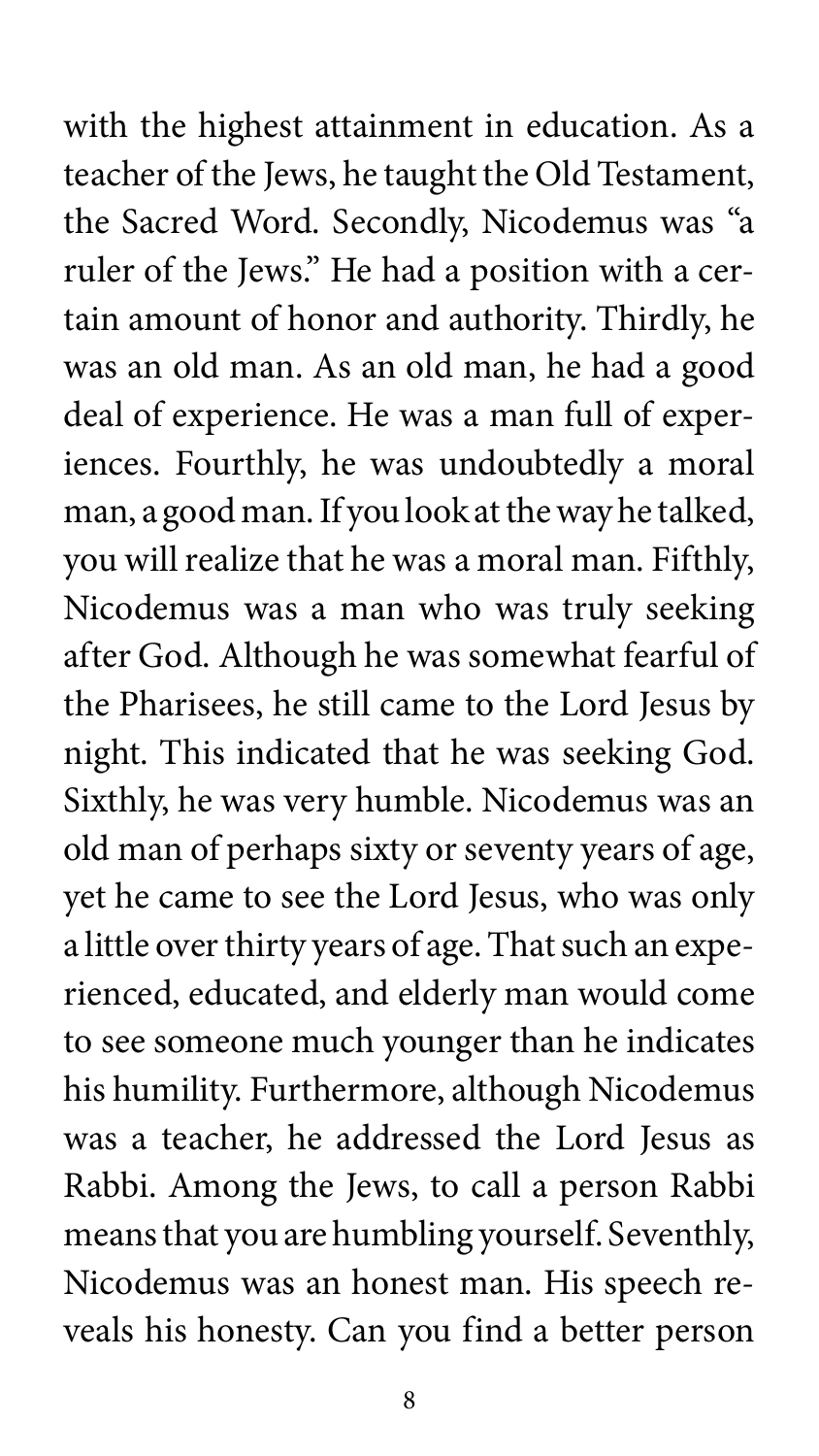with the highest attainment in education. As a teacher of the Jews, he taught the Old Testament, the Sacred Word. Secondly, Nicodemus was "a ruler of the Jews." He had a position with a certain amount of honor and authority. Thirdly, he was an old man. As an old man, he had a good deal of experience. He was a man full of experiences. Fourthly, he was undoubtedly a moral man, a good man. If you look at the way he talked, you will realize that he was a moral man. Fifthly, Nicodemus was a man who was truly seeking after God. Although he was somewhat fearful of the Pharisees, he still came to the Lord Jesus by night. This indicated that he was seeking God. Sixthly, he was very humble. Nicodemus was an old man of perhaps sixty or seventy years of age, yet he came to see the Lord Jesus, who was only a little over thirty years of age. That such an experienced, educated, and elderly man would come to see someone much younger than he indicates his humility. Furthermore, although Nicodemus was a teacher, he addressed the Lord Jesus as Rabbi. Among the Jews, to call a person Rabbi means that you are humbling yourself. Seventhly, Nicodemus was an honest man. His speech reveals his honesty. Can you find a better person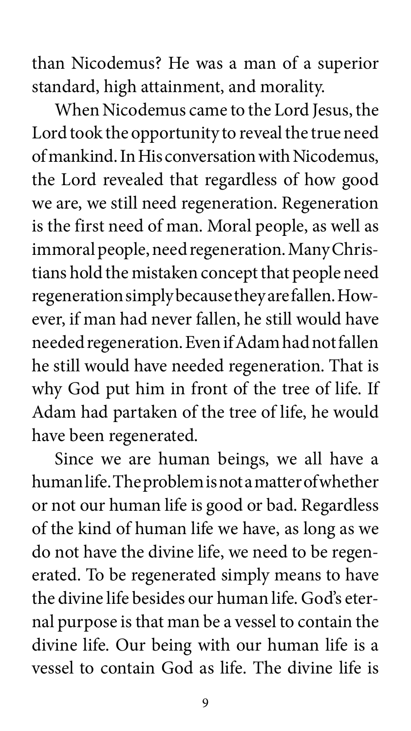than Nicodemus? He was a man of a superior standard, high attainment, and morality.

When Nicodemus came to the Lord Jesus, the Lord took the opportunity to reveal the true need of mankind. In His conversation with Nicodemus, the Lord revealed that regardless of how good we are, we still need regeneration. Regeneration is the first need of man. Moral people, as well as immoral people, need regeneration. Many Christians hold the mistaken concept that people need regeneration simply because they are fallen. However, if man had never fallen, he still would have needed regeneration. Even if Adam had not fallen he still would have needed regeneration. That is why God put him in front of the tree of life. If Adam had partaken of the tree of life, he would have been regenerated.

Since we are human beings, we all have a human life. The problem is not a matter of whether or not our human life is good or bad. Regardless of the kind of human life we have, as long as we do not have the divine life, we need to be regenerated. To be regenerated simply means to have the divine life besides our human life. God's eternal purpose is that man be a vessel to contain the divine life. Our being with our human life is a vessel to contain God as life. The divine life is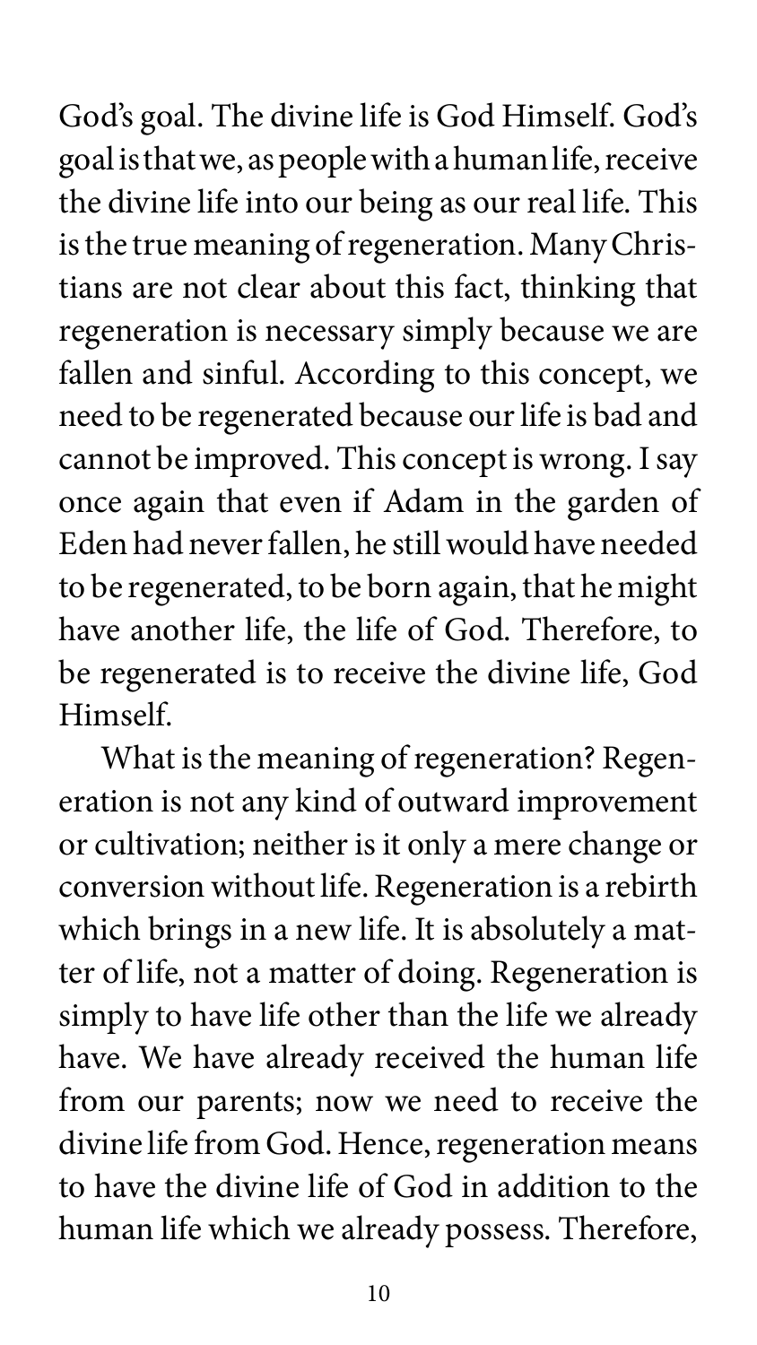God's goal. The divine life is God Himself. God's goal is that we, as people with a human life, receive the divine life into our being as our real life. This is the true meaning of regeneration. Many Christians are not clear about this fact, thinking that regeneration is necessary simply because we are fallen and sinful. According to this concept, we need to be regenerated because our life is bad and cannot be improved. This concept is wrong. I say once again that even if Adam in the garden of Eden had never fallen, he still would have needed to be regenerated, to be born again, that he might have another life, the life of God. Therefore, to be regenerated is to receive the divine life, God Himself.

What is the meaning of regeneration? Regeneration is not any kind of outward improvement or cultivation; neither is it only a mere change or conversion without life. Regeneration is a rebirth which brings in a new life. It is absolutely a matter of life, not a matter of doing. Regeneration is simply to have life other than the life we already have. We have already received the human life from our parents; now we need to receive the divine life from God. Hence, regeneration means to have the divine life of God in addition to the human life which we already possess. Therefore,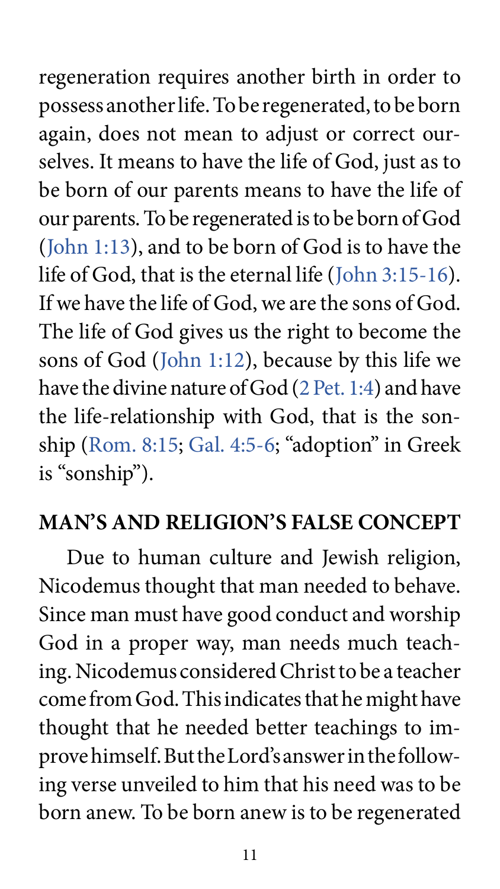regeneration requires another birth in order to possess another life. To be regenerated, to be born again, does not mean to adjust or correct ourselves. It means to have the life of God, just as to be born of our parents means to have the life of our parents. To be regenerated is to be born of God (John 1:13), and to be born of God is to have the life of God, that is the eternal life (John 3:15-16). If we have the life of God, we are the sons of God. The life of God gives us the right to become the sons of God (John 1:12), because by this life we have the divine nature of God (2 Pet. 1:4) and have the life-relationship with God, that is the sonship (Rom. 8:15; Gal. 4:5-6; "adoption" in Greek is "sonship").

## MAN'S AND RELIGION'S FALSE CONCEPT

Due to human culture and Jewish religion, Nicodemus thought that man needed to behave. Since man must have good conduct and worship God in a proper way, man needs much teaching. Nicodemus considered Christ to be a teacher come from God. This indicates that he might have thought that he needed better teachings to improve himself. But the Lord's answer in the following verse unveiled to him that his need was to be born anew. To be born anew is to be regenerated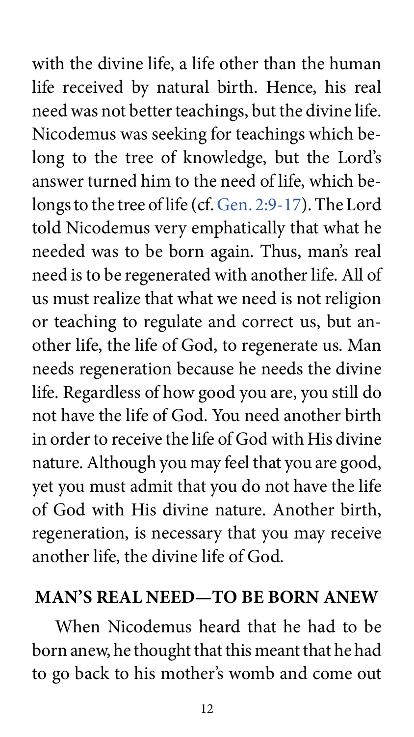with the divine life, a life other than the human life received by natural birth. Hence, his real need was not better teachings, but the divine life. Nicodemus was seeking for teachings which belong to the tree of knowledge, but the Lord's answer turned him to the need of life, which belongs to the tree of life (cf. Gen. 2:9-17). The Lord told Nicodemus very emphatically that what he needed was to be born again. Thus, man's real need is to be regenerated with another life. All of us must realize that what we need is not religion or teaching to regulate and correct us, but another life, the life of God, to regenerate us. Man needs regeneration because he needs the divine life. Regardless of how good you are, you still do not have the life of God. You need another birth in order to receive the life of God with His divine nature. Although you may feel that you are good, yet you must admit that you do not have the life of God with His divine nature. Another birth, regeneration, is necessary that you may receive another life, the divine life of God.

## MAN'S REAL NEED—TO BE BORN ANEW

When Nicodemus heard that he had to be born anew, he thought that this meant that he had to go back to his mother's womb and come out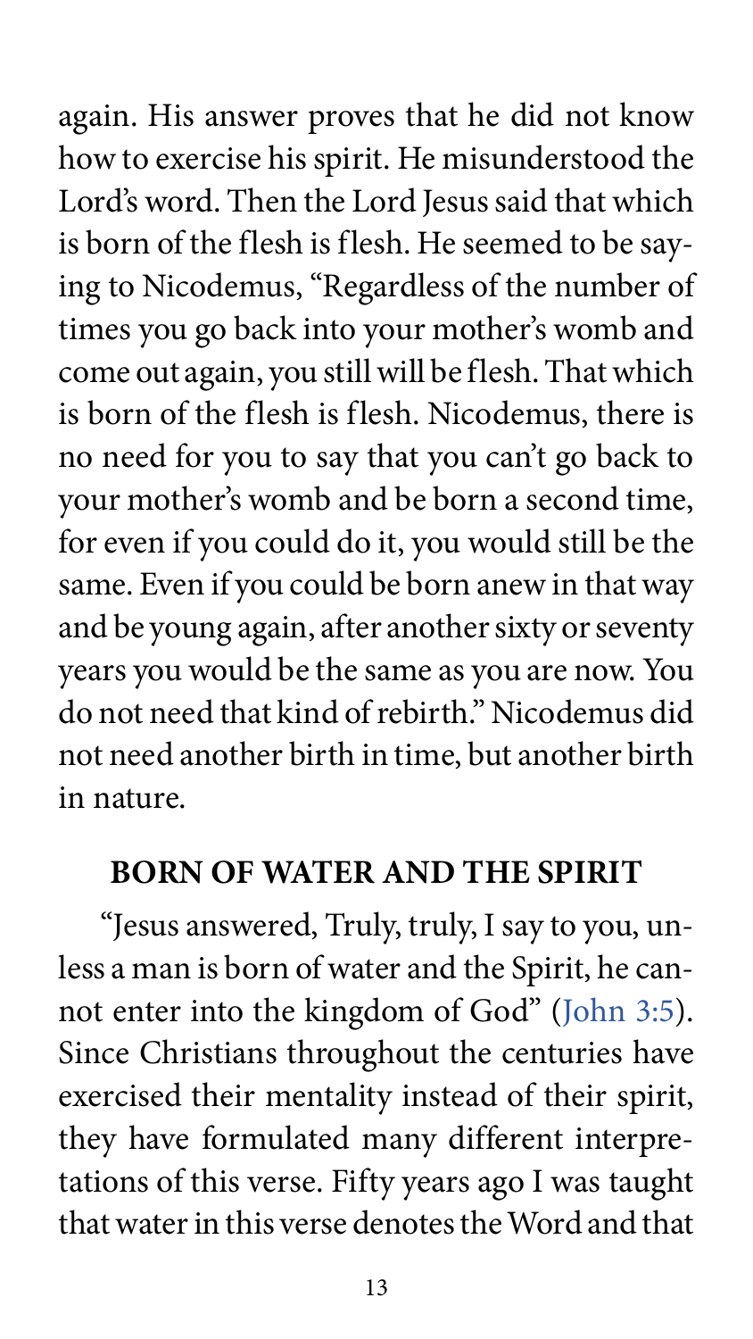again. His answer proves that he did not know how to exercise his spirit. He misunderstood the Lord's word. Then the Lord Jesus said that which is born of the flesh is flesh. He seemed to be saying to Nicodemus, "Regardless of the number of times you go back into your mother's womb and come out again, you still will be flesh. That which is born of the flesh is flesh. Nicodemus, there is no need for you to say that you can't go back to your mother's womb and be born a second time, for even if you could do it, you would still be the same. Even if you could be born anew in that way and be young again, after another sixty or seventy years you would be the same as you are now. You do not need that kind of rebirth." Nicodemus did not need another birth in time, but another birth in nature.

## BORN OF WATER AND THE SPIRIT

"Jesus answered, Truly, truly, I say to you, unless a man is born of water and the Spirit, he cannot enter into the kingdom of God" (John 3:5). Since Christians throughout the centuries have exercised their mentality instead of their spirit, they have formulated many different interpretations of this verse. Fifty years ago I was taught that water in this verse denotes the Word and that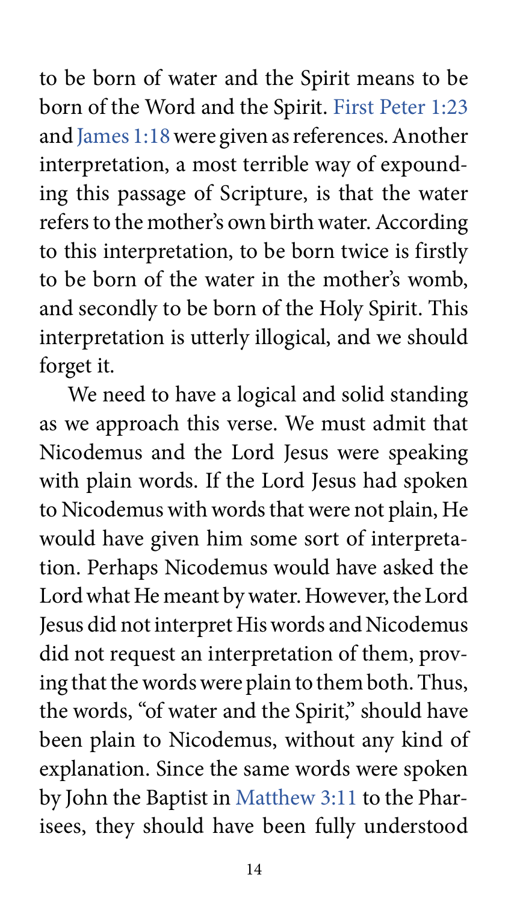to be born of water and the Spirit means to be born of the Word and the Spirit. First Peter 1:23 and James 1:18 were given as references. Another interpretation, a most terrible way of expounding this passage of Scripture, is that the water refers to the mother's own birth water. According to this interpretation, to be born twice is firstly to be born of the water in the mother's womb, and secondly to be born of the Holy Spirit. This interpretation is utterly illogical, and we should forget it.

We need to have a logical and solid standing as we approach this verse. We must admit that Nicodemus and the Lord Jesus were speaking with plain words. If the Lord Jesus had spoken to Nicodemus with words that were not plain, He would have given him some sort of interpretation. Perhaps Nicodemus would have asked the Lord what He meant by water. However, the Lord Jesus did not interpret His words and Nicodemus did not request an interpretation of them, proving that the words were plain to them both. Thus, the words, "of water and the Spirit," should have been plain to Nicodemus, without any kind of explanation. Since the same words were spoken by John the Baptist in Matthew 3:11 to the Pharisees, they should have been fully understood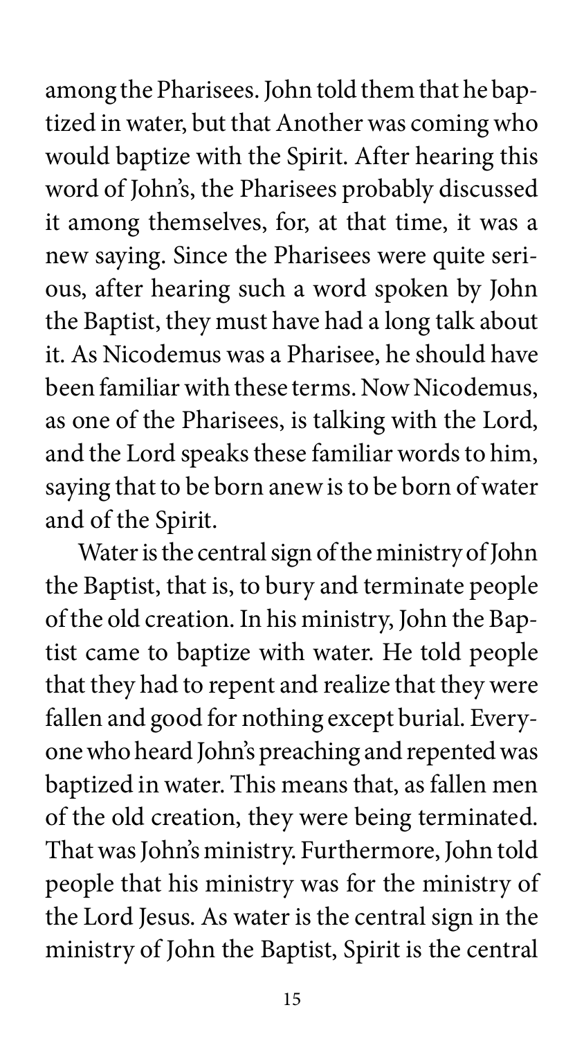among the Pharisees. John told them that he baptized in water, but that Another was coming who would baptize with the Spirit. After hearing this word of John's, the Pharisees probably discussed it among themselves, for, at that time, it was a new saying. Since the Pharisees were quite serious, after hearing such a word spoken by John the Baptist, they must have had a long talk about it. As Nicodemus was a Pharisee, he should have been familiar with these terms. Now Nicodemus, as one of the Pharisees, is talking with the Lord, and the Lord speaks these familiar words to him, saying that to be born anew is to be born of water and of the Spirit.

Water is the central sign of the ministry of John the Baptist, that is, to bury and terminate people of the old creation. In his ministry, John the Baptist came to baptize with water. He told people that they had to repent and realize that they were fallen and good for nothing except burial. Everyone who heard John's preaching and repented was baptized in water. This means that, as fallen men of the old creation, they were being terminated. That was John's ministry. Furthermore, John told people that his ministry was for the ministry of the Lord Jesus. As water is the central sign in the ministry of John the Baptist, Spirit is the central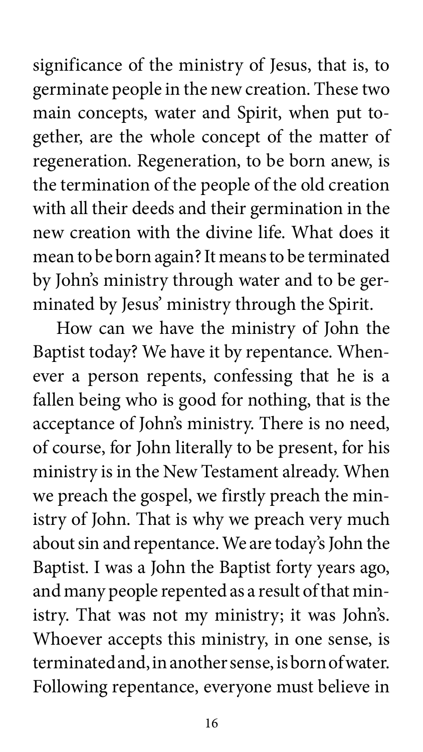significance of the ministry of Jesus, that is, to germinate people in the new creation. These two main concepts, water and Spirit, when put together, are the whole concept of the matter of regeneration. Regeneration, to be born anew, is the termination of the people of the old creation with all their deeds and their germination in the new creation with the divine life. What does it mean to be born again? It means to be terminated by John's ministry through water and to be germinated by Jesus' ministry through the Spirit.

How can we have the ministry of John the Baptist today? We have it by repentance. Whenever a person repents, confessing that he is a fallen being who is good for nothing, that is the acceptance of John's ministry. There is no need, of course, for John literally to be present, for his ministry is in the New Testament already. When we preach the gospel, we firstly preach the ministry of John. That is why we preach very much about sin and repentance. We are today's John the Baptist. I was a John the Baptist forty years ago, and many people repented as a result of that ministry. That was not my ministry; it was John's. Whoever accepts this ministry, in one sense, is terminated and, in another sense, is born of water. Following repentance, everyone must believe in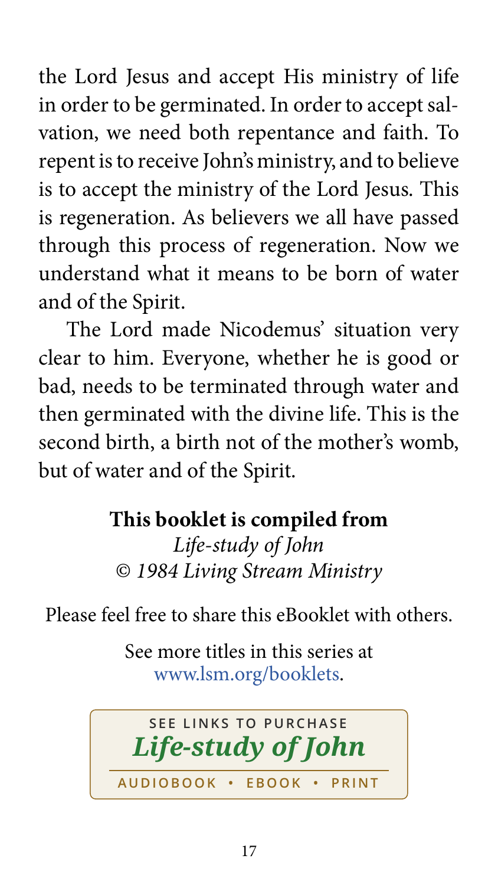the Lord Jesus and accept His ministry of life in order to be germinated. In order to accept salvation, we need both repentance and faith. To repent is to receive John's ministry, and to believe is to accept the ministry of the Lord Jesus. This is regeneration. As believers we all have passed through this process of regeneration. Now we understand what it means to be born of water and of the Spirit.

The Lord made Nicodemus' situation very clear to him. Everyone, whether he is good or bad, needs to be terminated through water and then germinated with the divine life. This is the second birth, a birth not of the mother's womb, but of water and of the Spirit.

**This booklet is compiled from**
*Life-study of John*
*© 1984 Living Stream Ministry*

Please feel free to share this eBooklet with others.

See more titles in this series at
www.lsm.org/booklets.

SEE LINKS TO PURCHASE
***Life-study of John***
AUDIOBOOK • EBOOK • PRINT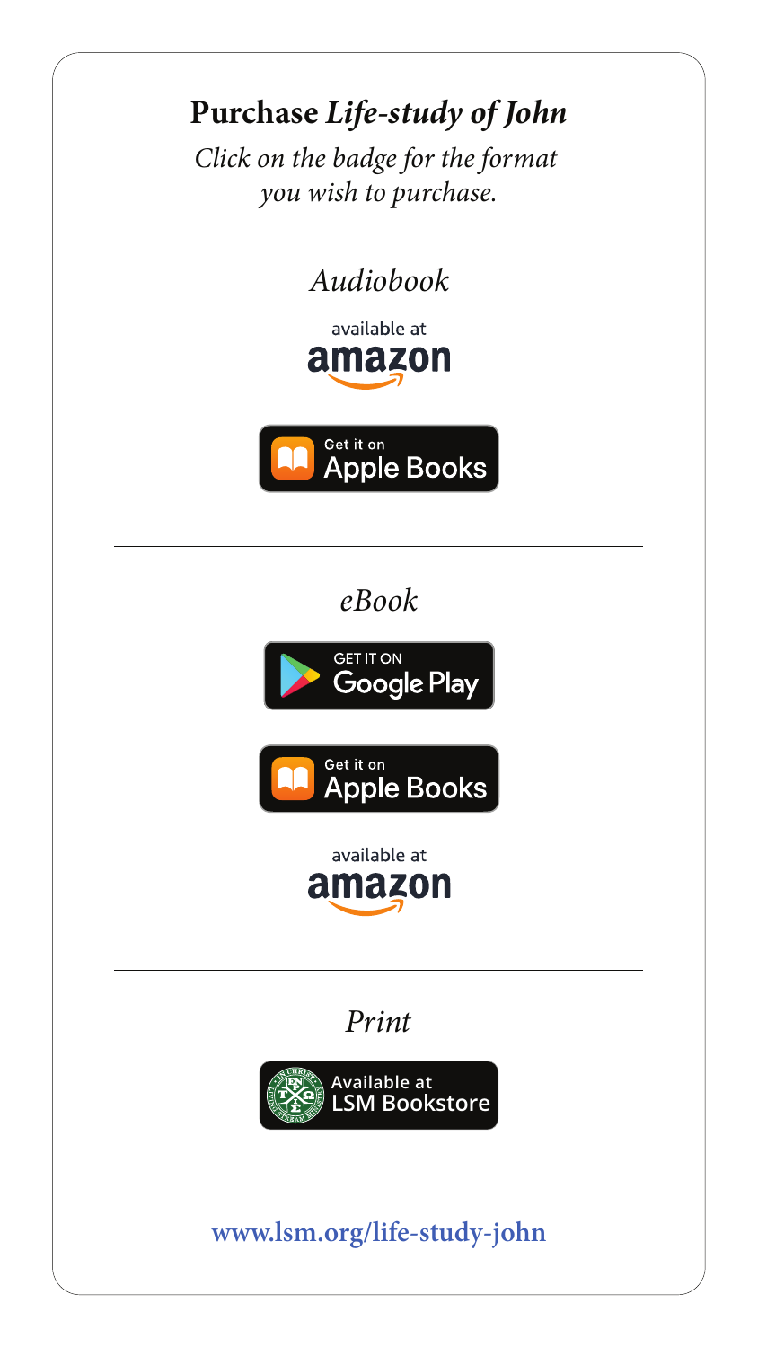## Purchase *Life-study of John*

*Click on the badge for the format you wish to purchase.*

### *Audiobook*

available at amazon

Get it on Apple Books

---

### *eBook*

GET IT ON Google Play

Get it on Apple Books

available at amazon

---

### *Print*

Available at LSM Bookstore

**www.lsm.org/life-study-john**